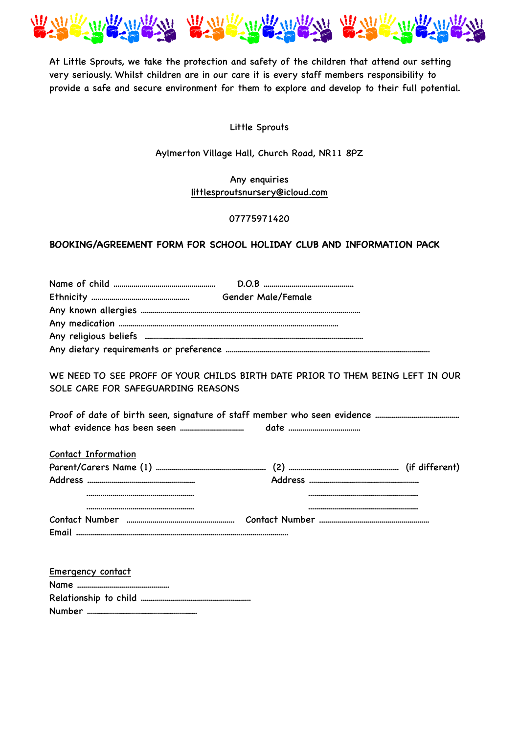At Little Sprouts, we take the protection and safety of the children that attend our setting very seriously. Whilst children are in our care it is every staff members responsibility to provide a safe and secure environment for them to explore and develop to their full potential.

Little Sprouts

Aylmerton Village Hall, Church Road, NR11 8PZ

Any enquiries
littlesproutsnursery@icloud.com

07775971420

**BOOKING/AGREEMENT FORM FOR SCHOOL HOLIDAY CLUB AND INFORMATION PACK**

Name of child ………………………………………… D.O.B ……………………………………
Ethnicity ……………………………………… Gender Male/Female
Any known allergies …………………………………………………………………………………
Any medication ……………………………………………………………………………
Any religious beliefs ……………………………………………………………………………
Any dietary requirements or preference ……………………………………………………………………………

WE NEED TO SEE PROFF OF YOUR CHILDS BIRTH DATE PRIOR TO THEM BEING LEFT IN OUR SOLE CARE FOR SAFEGUARDING REASONS

Proof of date of birth seen, signature of staff member who seen evidence ……………………………
what evidence has been seen …………………… date ……………………

Contact Information
Parent/Carers Name (1) ………………………………………… (2) ………………………………………… (if different)
Address ……………………………………… Address ………………………………………
………………………………………  ………………………………………
………………………………………  ………………………………………
Contact Number ……………………………………… Contact Number ………………………………………
Email ……………………………………………………………………………

Emergency contact
Name ……………………………………
Relationship to child ………………………………………
Number ………………………………………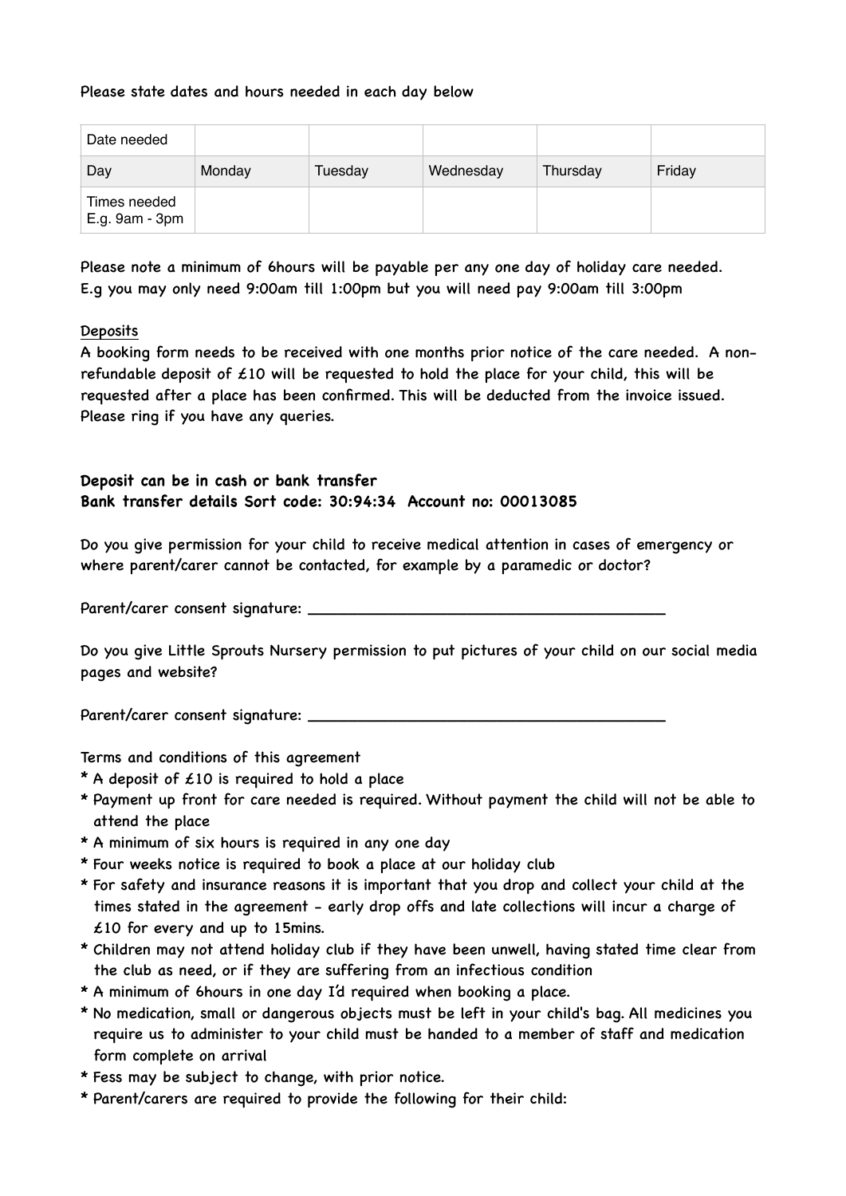Please state dates and hours needed in each day below

| Date needed | | | | | |
|---|---|---|---|---|---|
| Day | Monday | Tuesday | Wednesday | Thursday | Friday |
| Times needed E.g. 9am - 3pm | | | | | |

Please note a minimum of 6hours will be payable per any one day of holiday care needed. E.g you may only need 9:00am till 1:00pm but you will need pay 9:00am till 3:00pm

<u>Deposits</u>

A booking form needs to be received with one months prior notice of the care needed. A non-refundable deposit of £10 will be requested to hold the place for your child, this will be requested after a place has been confirmed. This will be deducted from the invoice issued. Please ring if you have any queries.

**Deposit can be in cash or bank transfer**
**Bank transfer details Sort code: 30:94:34 Account no: 00013085**

Do you give permission for your child to receive medical attention in cases of emergency or where parent/carer cannot be contacted, for example by a paramedic or doctor?

Parent/carer consent signature: ________________________________________

Do you give Little Sprouts Nursery permission to put pictures of your child on our social media pages and website?

Parent/carer consent signature: ________________________________________

Terms and conditions of this agreement

* A deposit of £10 is required to hold a place
* Payment up front for care needed is required. Without payment the child will not be able to attend the place
* A minimum of six hours is required in any one day
* Four weeks notice is required to book a place at our holiday club
* For safety and insurance reasons it is important that you drop and collect your child at the times stated in the agreement - early drop offs and late collections will incur a charge of £10 for every and up to 15mins.
* Children may not attend holiday club if they have been unwell, having stated time clear from the club as need, or if they are suffering from an infectious condition
* A minimum of 6hours in one day I'd required when booking a place.
* No medication, small or dangerous objects must be left in your child's bag. All medicines you require us to administer to your child must be handed to a member of staff and medication form complete on arrival
* Fess may be subject to change, with prior notice.
* Parent/carers are required to provide the following for their child: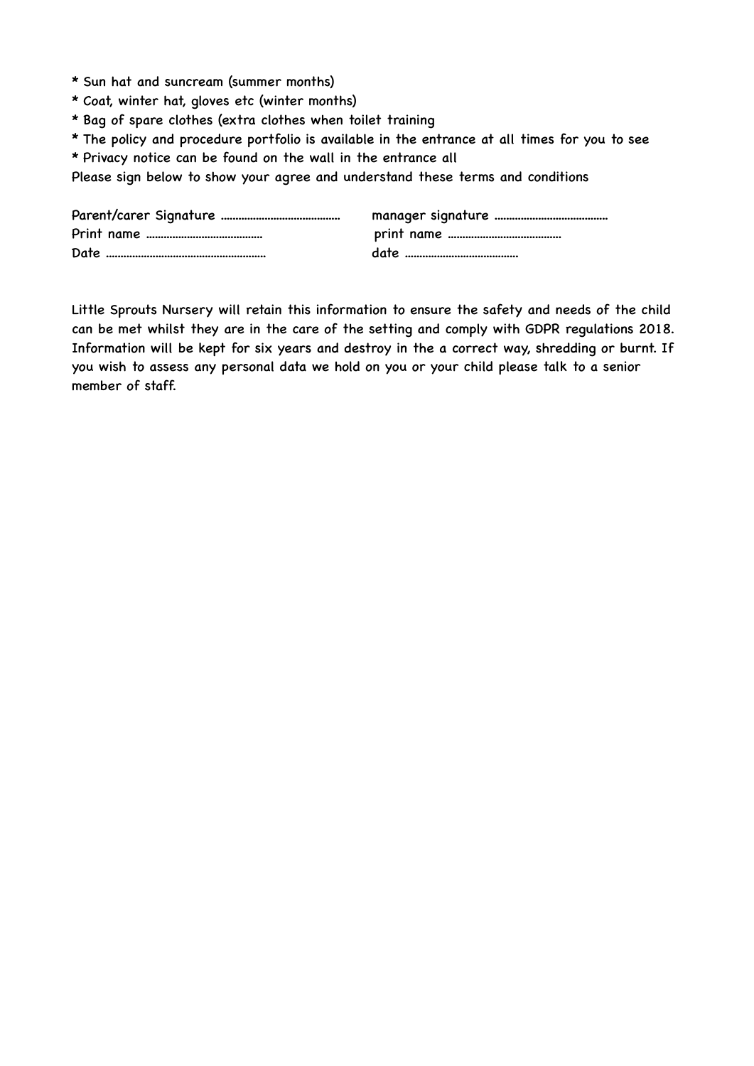* Sun hat and suncream (summer months)
* Coat, winter hat, gloves etc (winter months)
* Bag of spare clothes (extra clothes when toilet training
* The policy and procedure portfolio is available in the entrance at all times for you to see
* Privacy notice can be found on the wall in the entrance all

Please sign below to show your agree and understand these terms and conditions

Parent/carer Signature ………………………………… manager signature ………………………………

Print name ………………………………… print name ………………………………

Date ……………………………………………… date ………………………………

Little Sprouts Nursery will retain this information to ensure the safety and needs of the child can be met whilst they are in the care of the setting and comply with GDPR regulations 2018. Information will be kept for six years and destroy in the a correct way, shredding or burnt. If you wish to assess any personal data we hold on you or your child please talk to a senior member of staff.